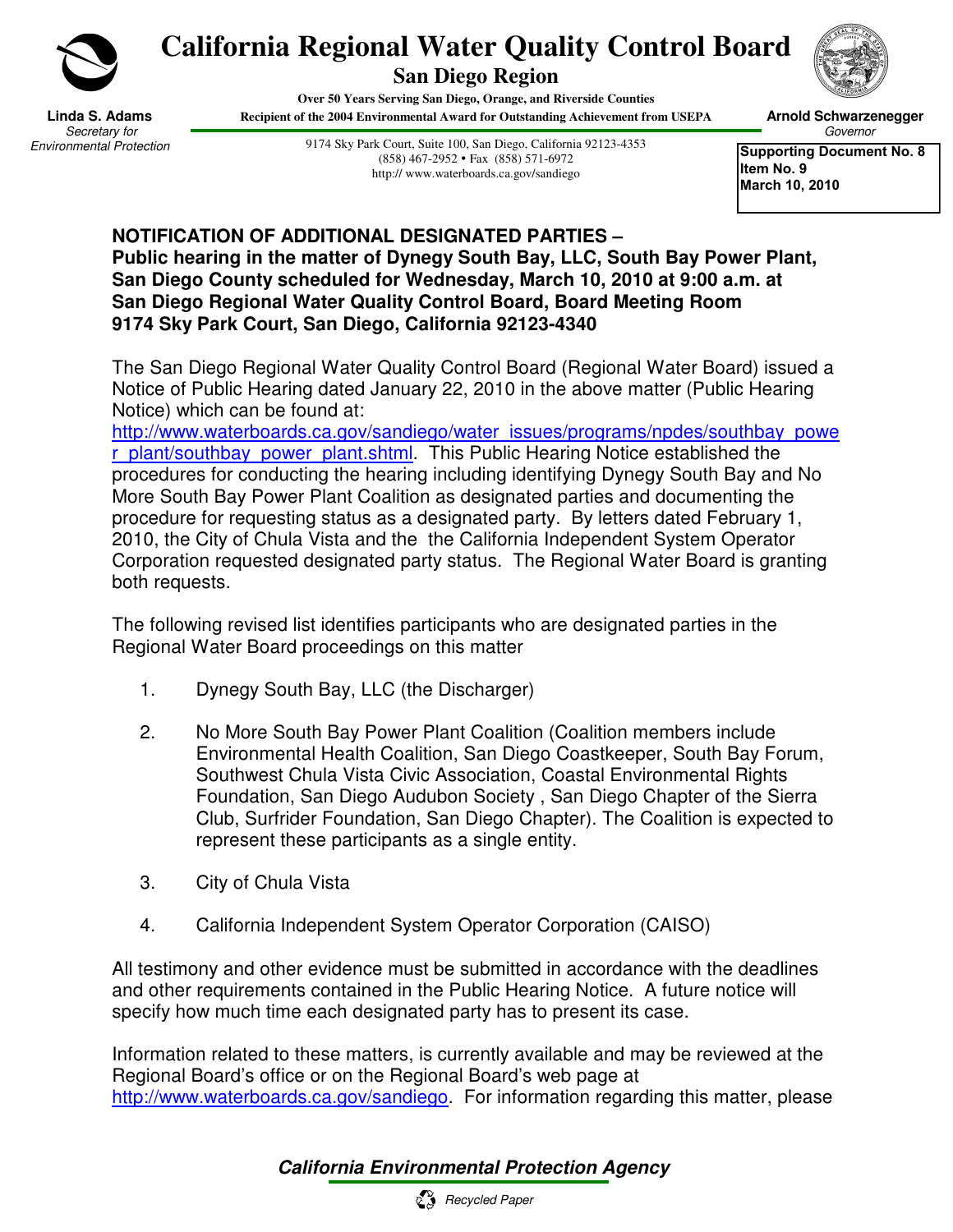# California Regional Water Quality Control Board

## San Diego Region

**Over 50 Years Serving San Diego, Orange, and Riverside Counties**
**Recipient of the 2004 Environmental Award for Outstanding Achievement from USEPA**

**Linda S. Adams**
*Secretary for Environmental Protection*

9174 Sky Park Court, Suite 100, San Diego, California 92123-4353
(858) 467-2952 • Fax (858) 571-6972
http:// www.waterboards.ca.gov/sandiego

**Arnold Schwarzenegger**
*Governor*

**Supporting Document No. 8**
**Item No. 9**
**March 10, 2010**

**NOTIFICATION OF ADDITIONAL DESIGNATED PARTIES – Public hearing in the matter of Dynegy South Bay, LLC, South Bay Power Plant, San Diego County scheduled for Wednesday, March 10, 2010 at 9:00 a.m. at San Diego Regional Water Quality Control Board, Board Meeting Room 9174 Sky Park Court, San Diego, California 92123-4340**

The San Diego Regional Water Quality Control Board (Regional Water Board) issued a Notice of Public Hearing dated January 22, 2010 in the above matter (Public Hearing Notice) which can be found at: http://www.waterboards.ca.gov/sandiego/water_issues/programs/npdes/southbay_power_plant/southbay_power_plant.shtml. This Public Hearing Notice established the procedures for conducting the hearing including identifying Dynegy South Bay and No More South Bay Power Plant Coalition as designated parties and documenting the procedure for requesting status as a designated party. By letters dated February 1, 2010, the City of Chula Vista and the the California Independent System Operator Corporation requested designated party status. The Regional Water Board is granting both requests.

The following revised list identifies participants who are designated parties in the Regional Water Board proceedings on this matter

1. Dynegy South Bay, LLC (the Discharger)

2. No More South Bay Power Plant Coalition (Coalition members include Environmental Health Coalition, San Diego Coastkeeper, South Bay Forum, Southwest Chula Vista Civic Association, Coastal Environmental Rights Foundation, San Diego Audubon Society , San Diego Chapter of the Sierra Club, Surfrider Foundation, San Diego Chapter). The Coalition is expected to represent these participants as a single entity.

3. City of Chula Vista

4. California Independent System Operator Corporation (CAISO)

All testimony and other evidence must be submitted in accordance with the deadlines and other requirements contained in the Public Hearing Notice. A future notice will specify how much time each designated party has to present its case.

Information related to these matters, is currently available and may be reviewed at the Regional Board's office or on the Regional Board's web page at http://www.waterboards.ca.gov/sandiego. For information regarding this matter, please

***California Environmental Protection Agency***

*Recycled Paper*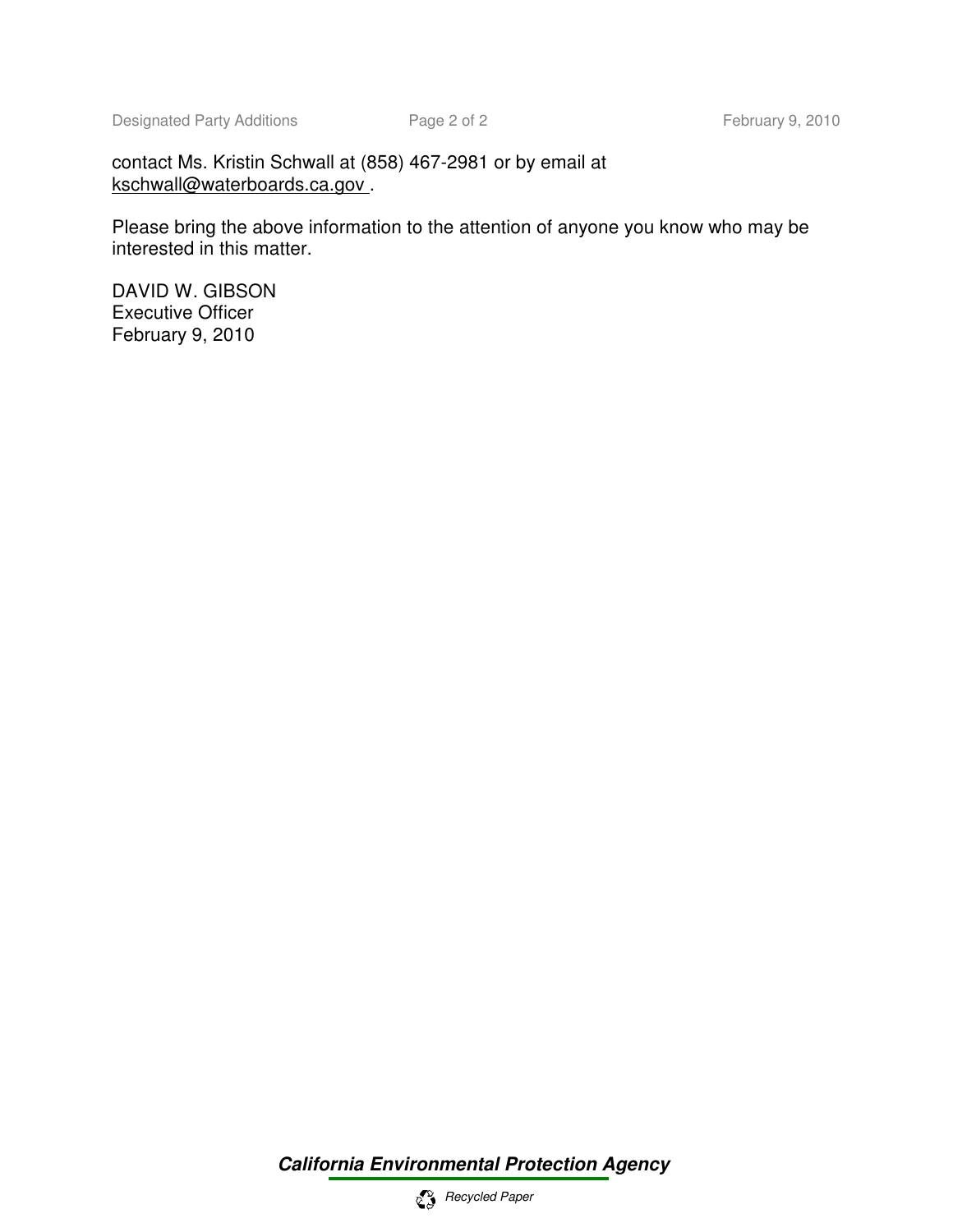contact Ms. Kristin Schwall at (858) 467-2981 or by email at kschwall@waterboards.ca.gov .

Please bring the above information to the attention of anyone you know who may be interested in this matter.

DAVID W. GIBSON
Executive Officer
February 9, 2010